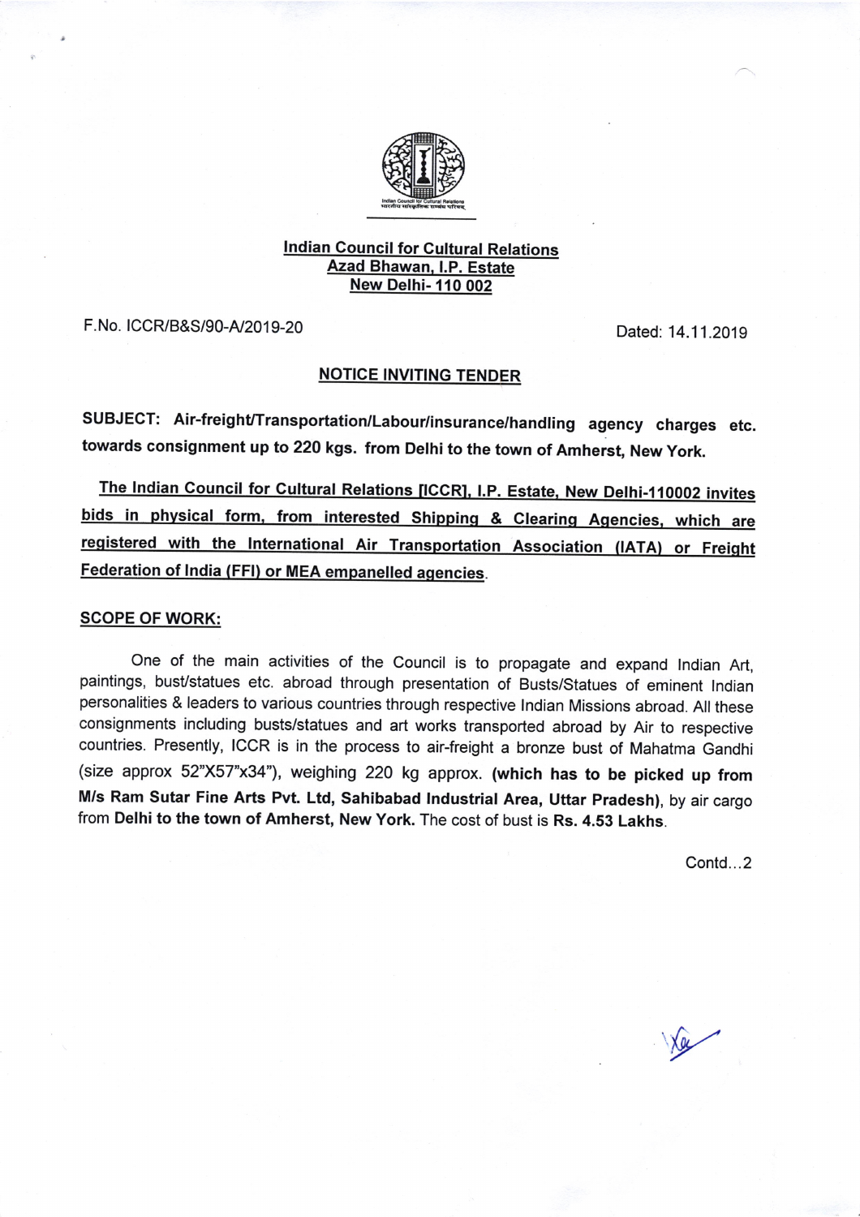**Indian Council for Cultural Relations**
**Azad Bhawan, I.P. Estate**
**New Delhi- 110 002**

F.No. ICCR/B&S/90-A/2019-20 Dated: 14.11.2019

## NOTICE INVITING TENDER

**SUBJECT: Air-freight/Transportation/Labour/insurance/handling agency charges etc. towards consignment up to 220 kgs. from Delhi to the town of Amherst, New York.**

**The Indian Council for Cultural Relations [ICCR], I.P. Estate, New Delhi-110002 invites bids in physical form, from interested Shipping & Clearing Agencies, which are registered with the International Air Transportation Association (IATA) or Freight Federation of India (FFI) or MEA empanelled agencies.**

**SCOPE OF WORK:**

One of the main activities of the Council is to propagate and expand Indian Art, paintings, bust/statues etc. abroad through presentation of Busts/Statues of eminent Indian personalities & leaders to various countries through respective Indian Missions abroad. All these consignments including busts/statues and art works transported abroad by Air to respective countries. Presently, ICCR is in the process to air-freight a bronze bust of Mahatma Gandhi (size approx 52"X57"x34"), weighing 220 kg approx. **(which has to be picked up from M/s Ram Sutar Fine Arts Pvt. Ltd, Sahibabad Industrial Area, Uttar Pradesh)**, by air cargo from **Delhi to the town of Amherst, New York.** The cost of bust is **Rs. 4.53 Lakhs**.

Contd...2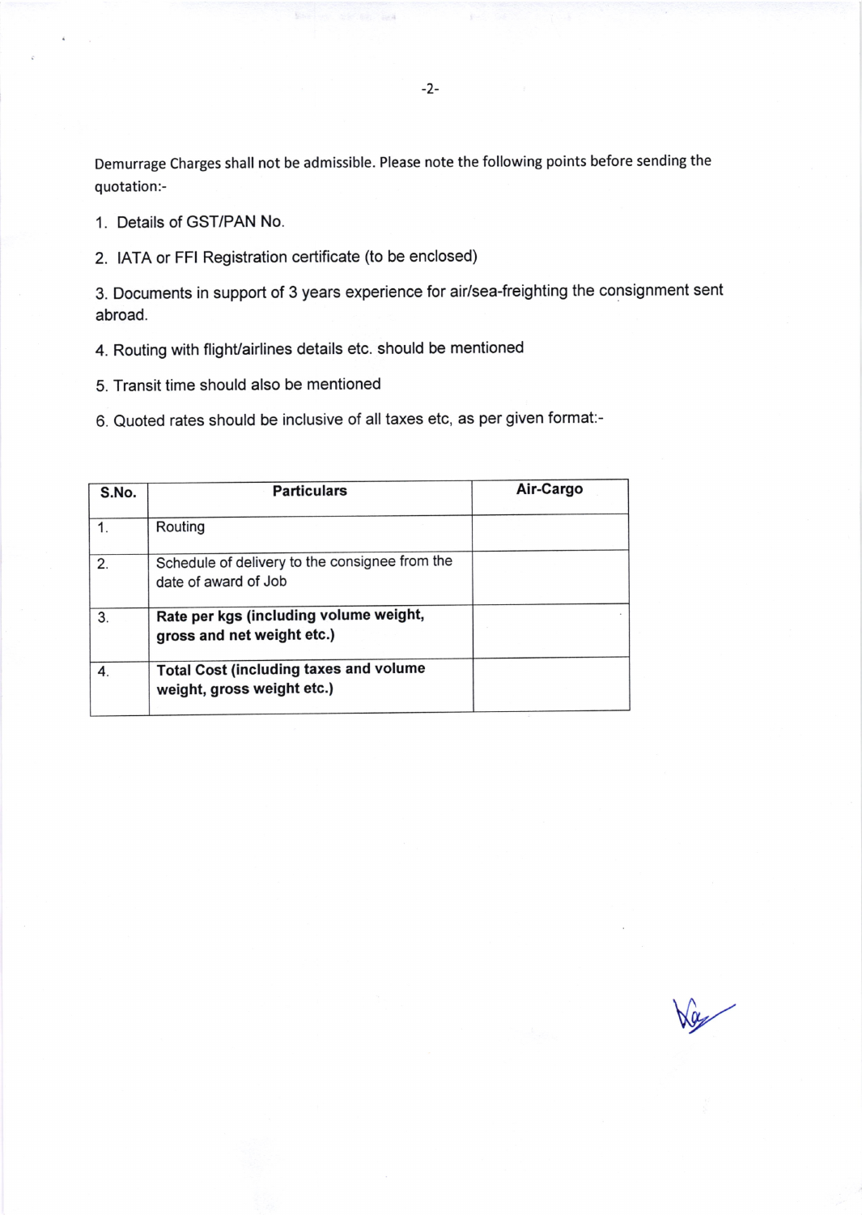Demurrage Charges shall not be admissible. Please note the following points before sending the quotation:-

1. Details of GST/PAN No.

2. IATA or FFI Registration certificate (to be enclosed)

3. Documents in support of 3 years experience for air/sea-freighting the consignment sent abroad.

4. Routing with flight/airlines details etc. should be mentioned

5. Transit time should also be mentioned

6. Quoted rates should be inclusive of all taxes etc, as per given format:-

| S.No. | Particulars | Air-Cargo |
|---|---|---|
| 1. | Routing | |
| 2. | Schedule of delivery to the consignee from the date of award of Job | |
| 3. | **Rate per kgs (including volume weight, gross and net weight etc.)** | |
| 4. | **Total Cost (including taxes and volume weight, gross weight etc.)** | |